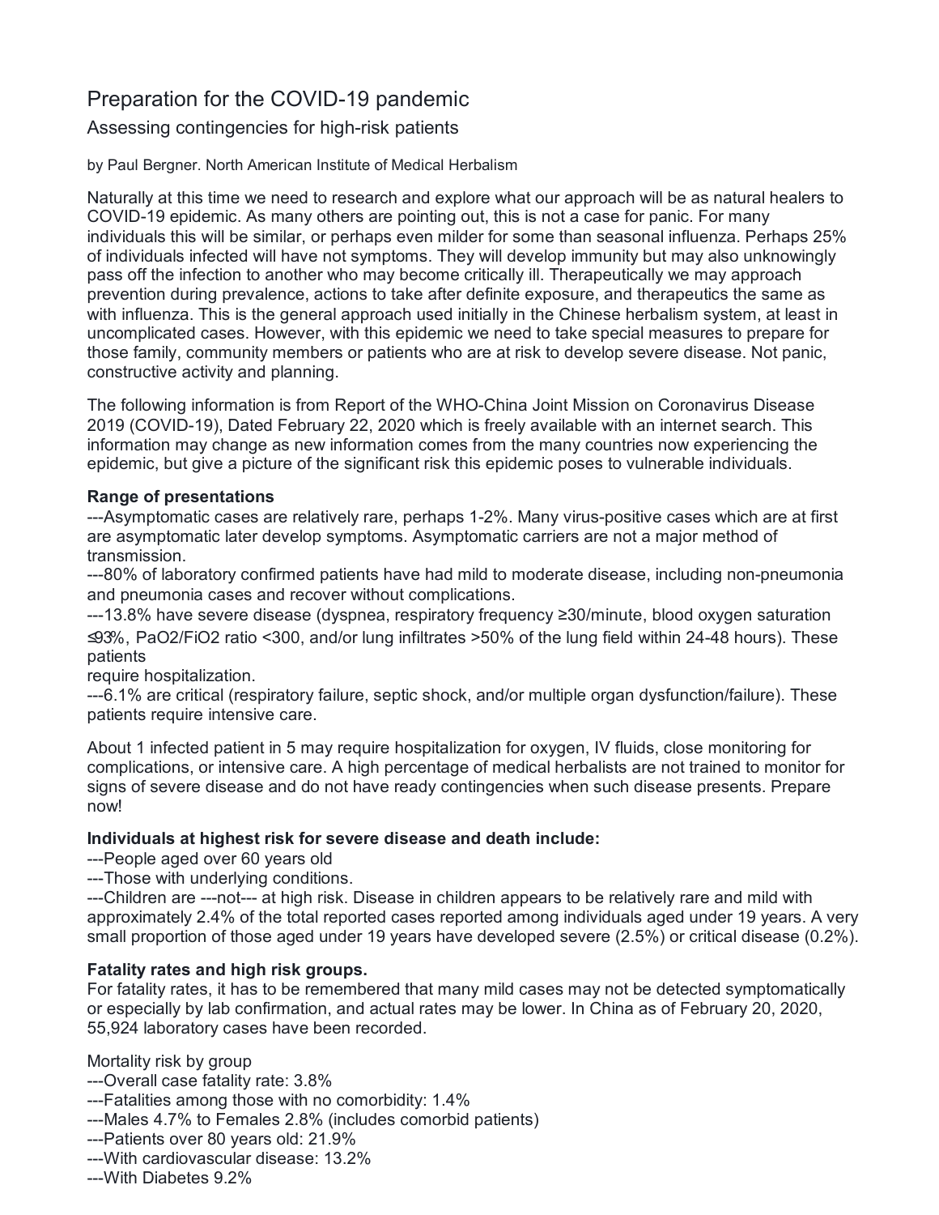# Preparation for the COVID-19 pandemic

## Assessing contingencies for high-risk patients

by Paul Bergner. North American Institute of Medical Herbalism

Naturally at this time we need to research and explore what our approach will be as natural healers to COVID-19 epidemic. As many others are pointing out, this is not a case for panic. For many individuals this will be similar, or perhaps even milder for some than seasonal influenza. Perhaps 25% of individuals infected will have not symptoms. They will develop immunity but may also unknowingly pass off the infection to another who may become critically ill. Therapeutically we may approach prevention during prevalence, actions to take after definite exposure, and therapeutics the same as with influenza. This is the general approach used initially in the Chinese herbalism system, at least in uncomplicated cases. However, with this epidemic we need to take special measures to prepare for those family, community members or patients who are at risk to develop severe disease. Not panic, constructive activity and planning.

The following information is from Report of the WHO-China Joint Mission on Coronavirus Disease 2019 (COVID-19), Dated February 22, 2020 which is freely available with an internet search. This information may change as new information comes from the many countries now experiencing the epidemic, but give a picture of the significant risk this epidemic poses to vulnerable individuals.

**Range of presentations**
---Asymptomatic cases are relatively rare, perhaps 1-2%. Many virus-positive cases which are at first are asymptomatic later develop symptoms. Asymptomatic carriers are not a major method of transmission.
---80% of laboratory confirmed patients have had mild to moderate disease, including non-pneumonia and pneumonia cases and recover without complications.
---13.8% have severe disease (dyspnea, respiratory frequency ≥30/minute, blood oxygen saturation ≤93%, PaO2/FiO2 ratio <300, and/or lung infiltrates >50% of the lung field within 24-48 hours). These patients
require hospitalization.
---6.1% are critical (respiratory failure, septic shock, and/or multiple organ dysfunction/failure). These patients require intensive care.

About 1 infected patient in 5 may require hospitalization for oxygen, IV fluids, close monitoring for complications, or intensive care. A high percentage of medical herbalists are not trained to monitor for signs of severe disease and do not have ready contingencies when such disease presents. Prepare now!

**Individuals at highest risk for severe disease and death include:**
---People aged over 60 years old
---Those with underlying conditions.
---Children are ---not--- at high risk. Disease in children appears to be relatively rare and mild with approximately 2.4% of the total reported cases reported among individuals aged under 19 years. A very small proportion of those aged under 19 years have developed severe (2.5%) or critical disease (0.2%).

**Fatality rates and high risk groups.**
For fatality rates, it has to be remembered that many mild cases may not be detected symptomatically or especially by lab confirmation, and actual rates may be lower. In China as of February 20, 2020, 55,924 laboratory cases have been recorded.

Mortality risk by group
---Overall case fatality rate: 3.8%
---Fatalities among those with no comorbidity: 1.4%
---Males 4.7% to Females 2.8% (includes comorbid patients)
---Patients over 80 years old: 21.9%
---With cardiovascular disease: 13.2%
---With Diabetes 9.2%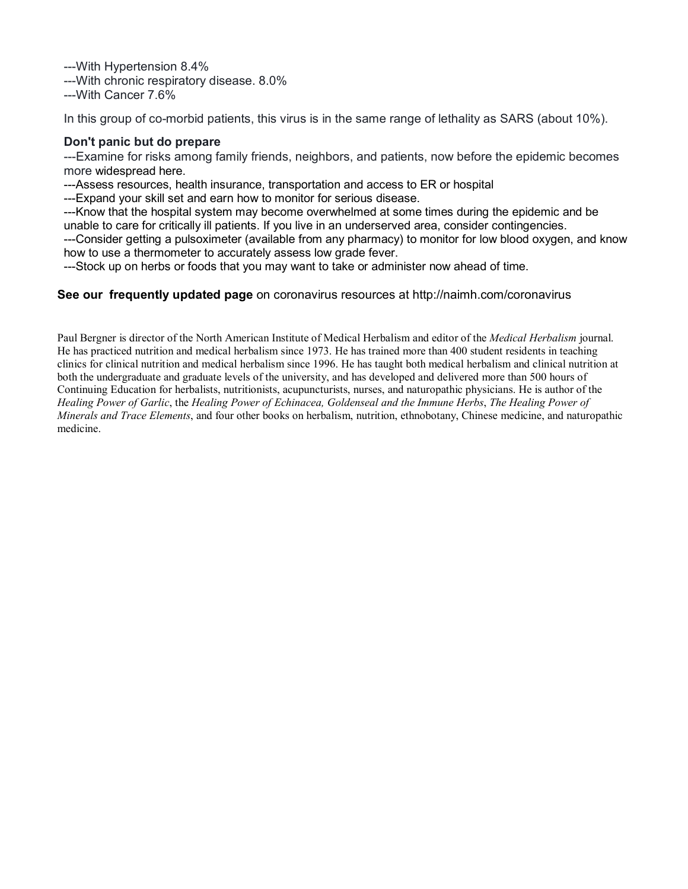---With Hypertension 8.4%
---With chronic respiratory disease. 8.0%
---With Cancer 7.6%

In this group of co-morbid patients, this virus is in the same range of lethality as SARS (about 10%).

**Don't panic but do prepare**

---Examine for risks among family friends, neighbors, and patients, now before the epidemic becomes more widespread here.
---Assess resources, health insurance, transportation and access to ER or hospital
---Expand your skill set and earn how to monitor for serious disease.
---Know that the hospital system may become overwhelmed at some times during the epidemic and be unable to care for critically ill patients. If you live in an underserved area, consider contingencies.
---Consider getting a pulsoximeter (available from any pharmacy) to monitor for low blood oxygen, and know how to use a thermometer to accurately assess low grade fever.
---Stock up on herbs or foods that you may want to take or administer now ahead of time.

**See our frequently updated page** on coronavirus resources at http://naimh.com/coronavirus

Paul Bergner is director of the North American Institute of Medical Herbalism and editor of the *Medical Herbalism* journal. He has practiced nutrition and medical herbalism since 1973. He has trained more than 400 student residents in teaching clinics for clinical nutrition and medical herbalism since 1996. He has taught both medical herbalism and clinical nutrition at both the undergraduate and graduate levels of the university, and has developed and delivered more than 500 hours of Continuing Education for herbalists, nutritionists, acupuncturists, nurses, and naturopathic physicians. He is author of the *Healing Power of Garlic*, the *Healing Power of Echinacea, Goldenseal and the Immune Herbs*, *The Healing Power of Minerals and Trace Elements*, and four other books on herbalism, nutrition, ethnobotany, Chinese medicine, and naturopathic medicine.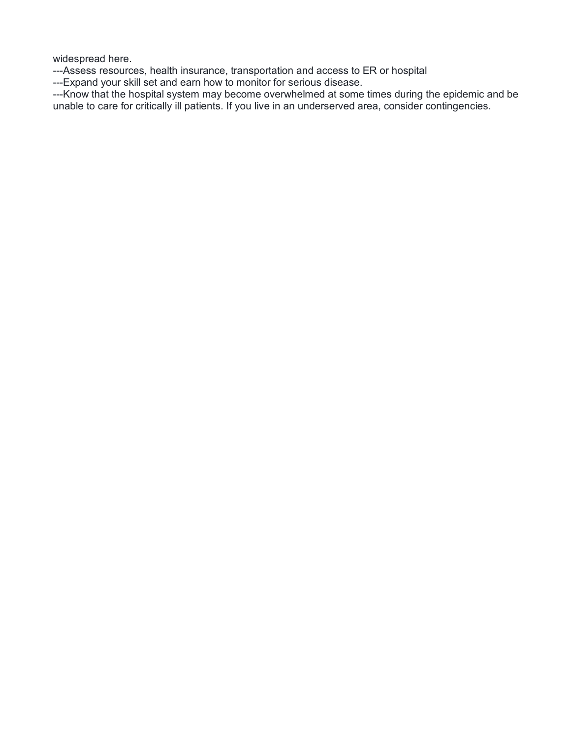widespread here.
---Assess resources, health insurance, transportation and access to ER or hospital
---Expand your skill set and earn how to monitor for serious disease.
---Know that the hospital system may become overwhelmed at some times during the epidemic and be unable to care for critically ill patients. If you live in an underserved area, consider contingencies.